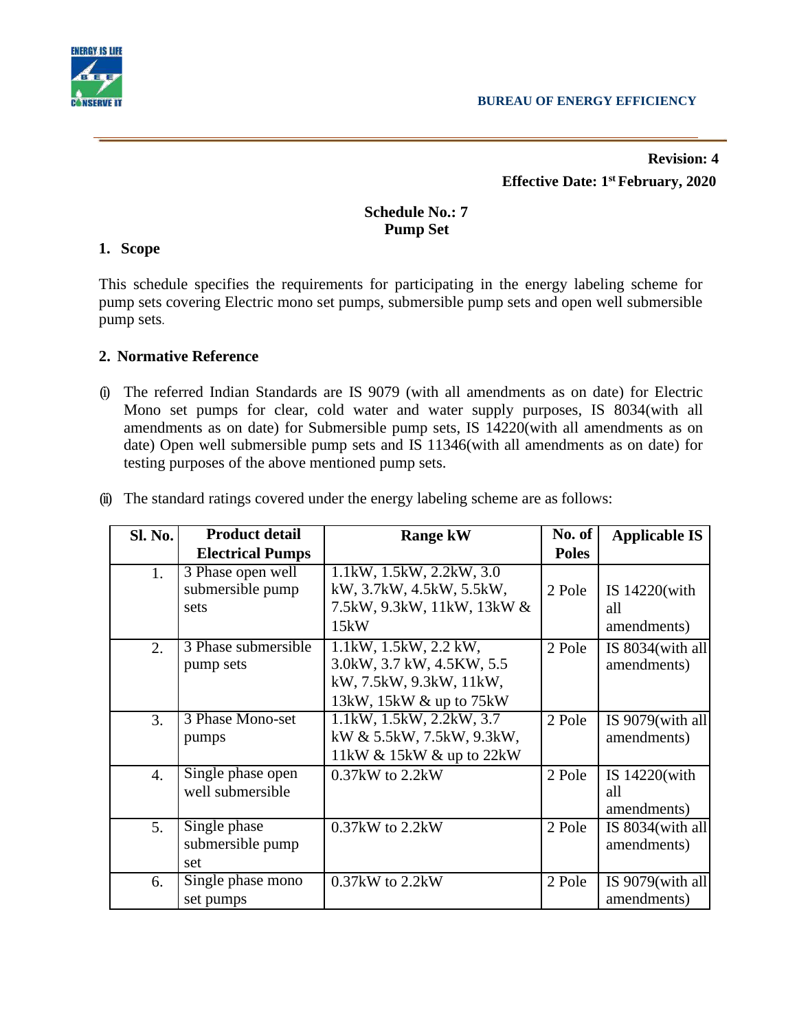**BUREAU OF ENERGY EFFICIENCY**

**Revision: 4**

**Effective Date: 1st February, 2020**

**Schedule No.: 7**
**Pump Set**

## 1. Scope

This schedule specifies the requirements for participating in the energy labeling scheme for pump sets covering Electric mono set pumps, submersible pump sets and open well submersible pump sets.

## 2. Normative Reference

(i) The referred Indian Standards are IS 9079 (with all amendments as on date) for Electric Mono set pumps for clear, cold water and water supply purposes, IS 8034(with all amendments as on date) for Submersible pump sets, IS 14220(with all amendments as on date) Open well submersible pump sets and IS 11346(with all amendments as on date) for testing purposes of the above mentioned pump sets.

(ii) The standard ratings covered under the energy labeling scheme are as follows:

| Sl. No. | Product detail Electrical Pumps | Range kW | No. of Poles | Applicable IS |
|---|---|---|---|---|
| 1. | 3 Phase open well submersible pump sets | 1.1kW, 1.5kW, 2.2kW, 3.0 kW, 3.7kW, 4.5kW, 5.5kW, 7.5kW, 9.3kW, 11kW, 13kW & 15kW | 2 Pole | IS 14220(with all amendments) |
| 2. | 3 Phase submersible pump sets | 1.1kW, 1.5kW, 2.2 kW, 3.0kW, 3.7 kW, 4.5KW, 5.5 kW, 7.5kW, 9.3kW, 11kW, 13kW, 15kW & up to 75kW | 2 Pole | IS 8034(with all amendments) |
| 3. | 3 Phase Mono-set pumps | 1.1kW, 1.5kW, 2.2kW, 3.7 kW & 5.5kW, 7.5kW, 9.3kW, 11kW & 15kW & up to 22kW | 2 Pole | IS 9079(with all amendments) |
| 4. | Single phase open well submersible | 0.37kW to 2.2kW | 2 Pole | IS 14220(with all amendments) |
| 5. | Single phase submersible pump set | 0.37kW to 2.2kW | 2 Pole | IS 8034(with all amendments) |
| 6. | Single phase mono set pumps | 0.37kW to 2.2kW | 2 Pole | IS 9079(with all amendments) |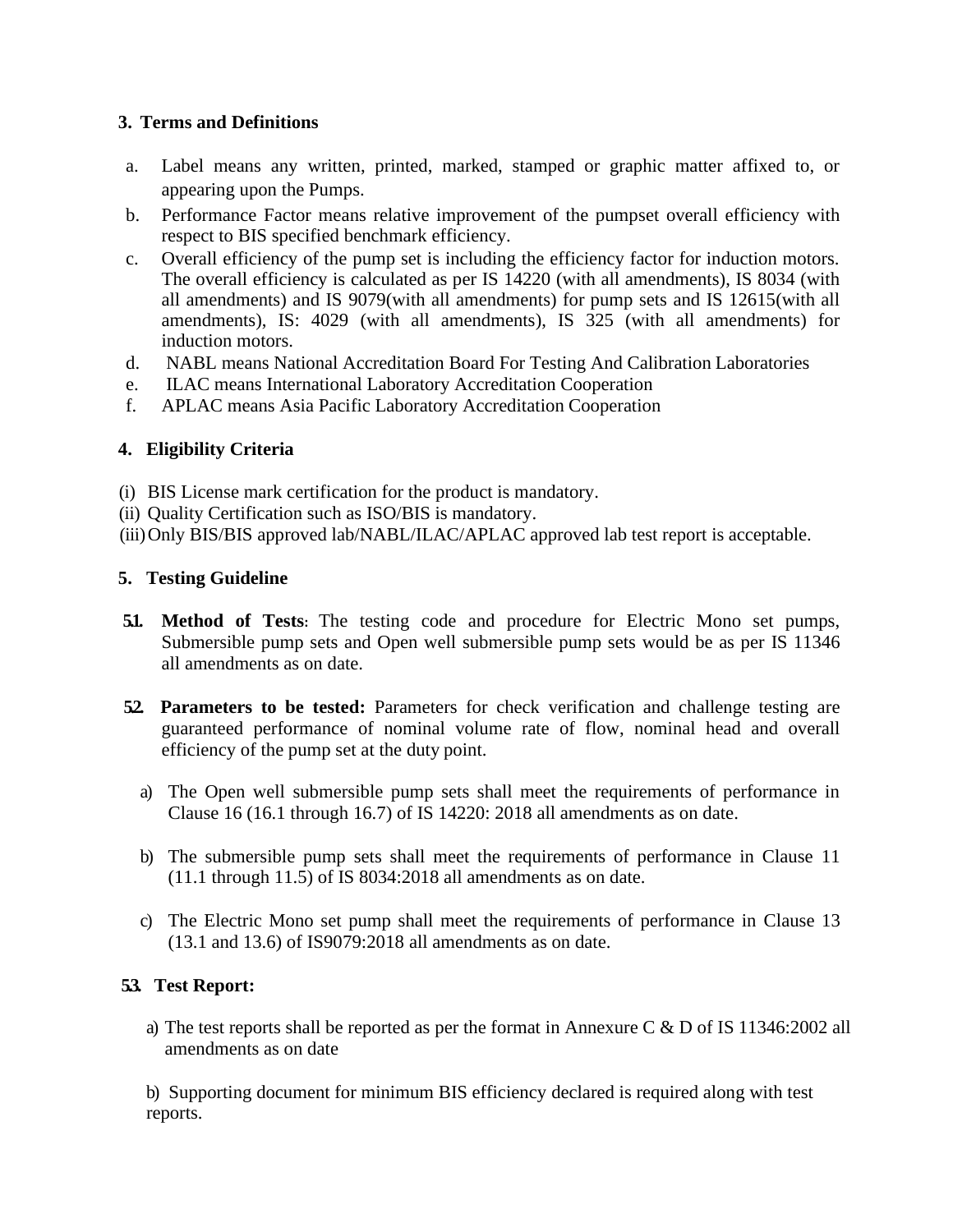## 3. Terms and Definitions

a. Label means any written, printed, marked, stamped or graphic matter affixed to, or appearing upon the Pumps.

b. Performance Factor means relative improvement of the pumpset overall efficiency with respect to BIS specified benchmark efficiency.

c. Overall efficiency of the pump set is including the efficiency factor for induction motors. The overall efficiency is calculated as per IS 14220 (with all amendments), IS 8034 (with all amendments) and IS 9079(with all amendments) for pump sets and IS 12615(with all amendments), IS: 4029 (with all amendments), IS 325 (with all amendments) for induction motors.

d. NABL means National Accreditation Board For Testing And Calibration Laboratories

e. ILAC means International Laboratory Accreditation Cooperation

f. APLAC means Asia Pacific Laboratory Accreditation Cooperation

## 4. Eligibility Criteria

(i) BIS License mark certification for the product is mandatory.

(ii) Quality Certification such as ISO/BIS is mandatory.

(iii) Only BIS/BIS approved lab/NABL/ILAC/APLAC approved lab test report is acceptable.

## 5. Testing Guideline

**5.1. Method of Tests**: The testing code and procedure for Electric Mono set pumps, Submersible pump sets and Open well submersible pump sets would be as per IS 11346 all amendments as on date.

**5.2. Parameters to be tested:** Parameters for check verification and challenge testing are guaranteed performance of nominal volume rate of flow, nominal head and overall efficiency of the pump set at the duty point.

a) The Open well submersible pump sets shall meet the requirements of performance in Clause 16 (16.1 through 16.7) of IS 14220: 2018 all amendments as on date.

b) The submersible pump sets shall meet the requirements of performance in Clause 11 (11.1 through 11.5) of IS 8034:2018 all amendments as on date.

c) The Electric Mono set pump shall meet the requirements of performance in Clause 13 (13.1 and 13.6) of IS9079:2018 all amendments as on date.

**5.3. Test Report:**

a) The test reports shall be reported as per the format in Annexure C & D of IS 11346:2002 all amendments as on date

b) Supporting document for minimum BIS efficiency declared is required along with test reports.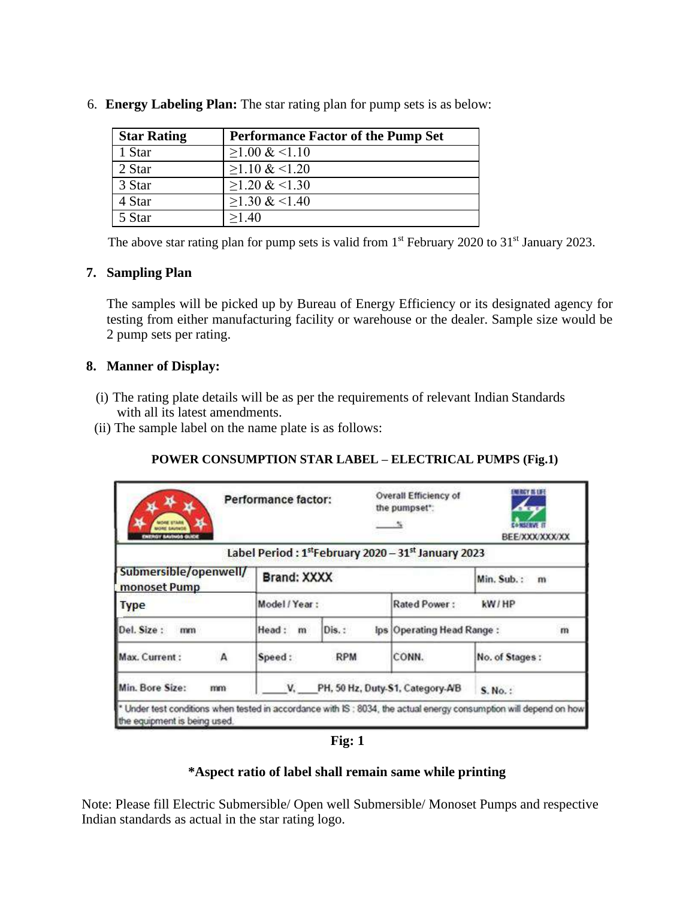6. **Energy Labeling Plan:** The star rating plan for pump sets is as below:

| Star Rating | Performance Factor of the Pump Set |
|---|---|
| 1 Star | ≥1.00 & <1.10 |
| 2 Star | ≥1.10 & <1.20 |
| 3 Star | ≥1.20 & <1.30 |
| 4 Star | ≥1.30 & <1.40 |
| 5 Star | ≥1.40 |

The above star rating plan for pump sets is valid from 1st February 2020 to 31st January 2023.

7. **Sampling Plan**

The samples will be picked up by Bureau of Energy Efficiency or its designated agency for testing from either manufacturing facility or warehouse or the dealer. Sample size would be 2 pump sets per rating.

8. **Manner of Display:**

(i) The rating plate details will be as per the requirements of relevant Indian Standards with all its latest amendments.

(ii) The sample label on the name plate is as follows:

**POWER CONSUMPTION STAR LABEL – ELECTRICAL PUMPS (Fig.1)**

MORE STARS MORE SAVINGS
ENERGY SAVINGS GUIDE

Performance factor:

Overall Efficiency of the pumpset*: ____%

ENERGY IS LIFE
CONSERVE IT
BEE/XXX/XXX/XX

Label Period : 1st February 2020 – 31st January 2023

| | | | | |
|---|---|---|---|---|
| Submersible/openwell/ monoset Pump | Brand: XXXX | | | Min. Sub. : m |
| Type | Model / Year : | | Rated Power : | kW / HP |
| Del. Size : mm | Head : m | Dis. : lps | Operating Head Range : | m |
| Max. Current : A | Speed : RPM | | CONN. | No. of Stages : |
| Min. Bore Size: mm | ____V, ____PH, 50 Hz, Duty-S1, Category-A/B | | | S. No. : |

\* Under test conditions when tested in accordance with IS : 8034, the actual energy consumption will depend on how the equipment is being used.

**Fig: 1**

**\*Aspect ratio of label shall remain same while printing**

Note: Please fill Electric Submersible/ Open well Submersible/ Monoset Pumps and respective Indian standards as actual in the star rating logo.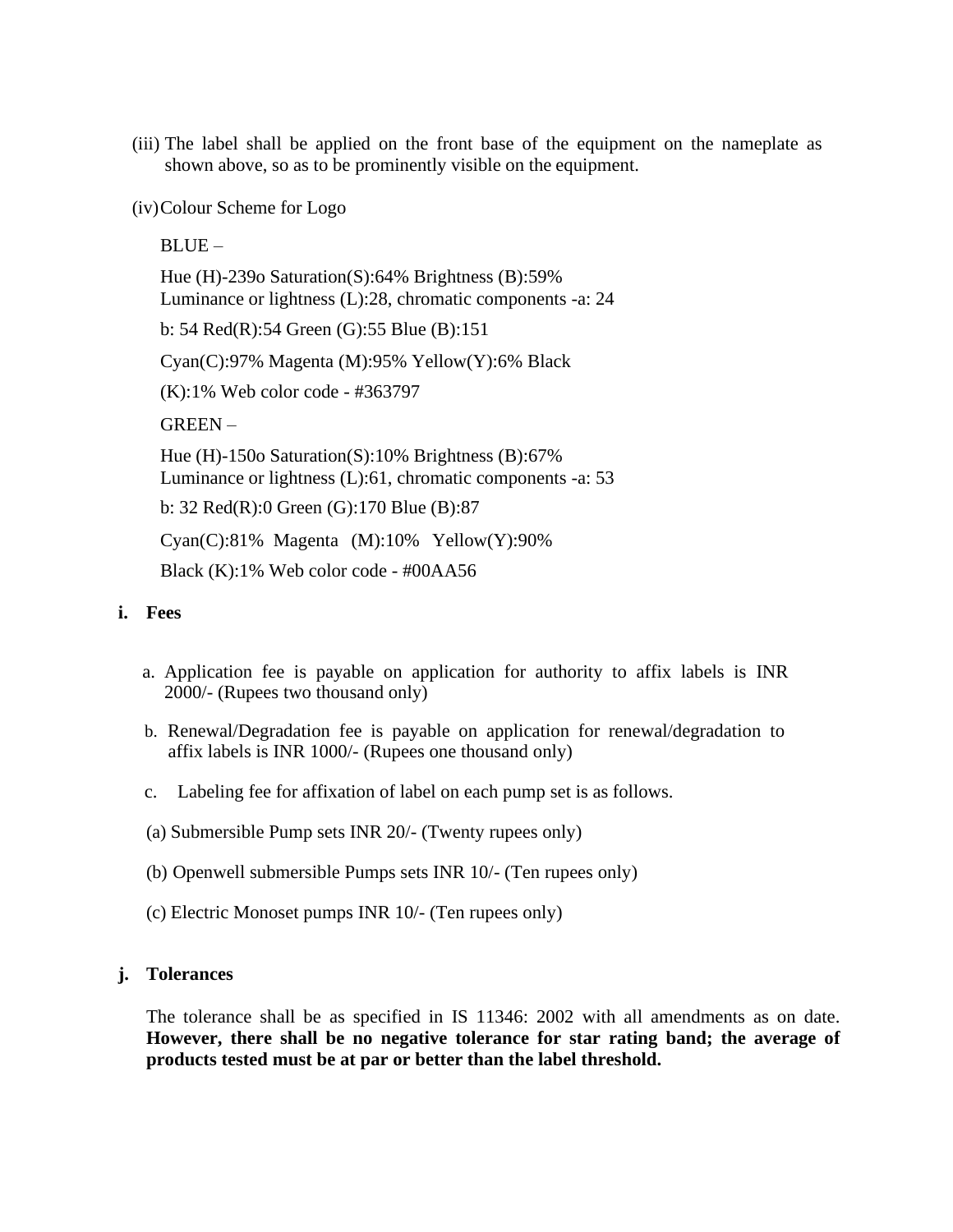(iii) The label shall be applied on the front base of the equipment on the nameplate as shown above, so as to be prominently visible on the equipment.

(iv) Colour Scheme for Logo

BLUE –

Hue (H)-239o Saturation(S):64% Brightness (B):59%
Luminance or lightness (L):28, chromatic components -a: 24

b: 54 Red(R):54 Green (G):55 Blue (B):151

Cyan(C):97% Magenta (M):95% Yellow(Y):6% Black

(K):1% Web color code - #363797

GREEN –

Hue (H)-150o Saturation(S):10% Brightness (B):67%
Luminance or lightness (L):61, chromatic components -a: 53

b: 32 Red(R):0 Green (G):170 Blue (B):87

Cyan(C):81% Magenta (M):10% Yellow(Y):90%

Black (K):1% Web color code - #00AA56

**i. Fees**

a. Application fee is payable on application for authority to affix labels is INR 2000/- (Rupees two thousand only)

b. Renewal/Degradation fee is payable on application for renewal/degradation to affix labels is INR 1000/- (Rupees one thousand only)

c. Labeling fee for affixation of label on each pump set is as follows.

(a) Submersible Pump sets INR 20/- (Twenty rupees only)

(b) Openwell submersible Pumps sets INR 10/- (Ten rupees only)

(c) Electric Monoset pumps INR 10/- (Ten rupees only)

**j. Tolerances**

The tolerance shall be as specified in IS 11346: 2002 with all amendments as on date. **However, there shall be no negative tolerance for star rating band; the average of products tested must be at par or better than the label threshold.**